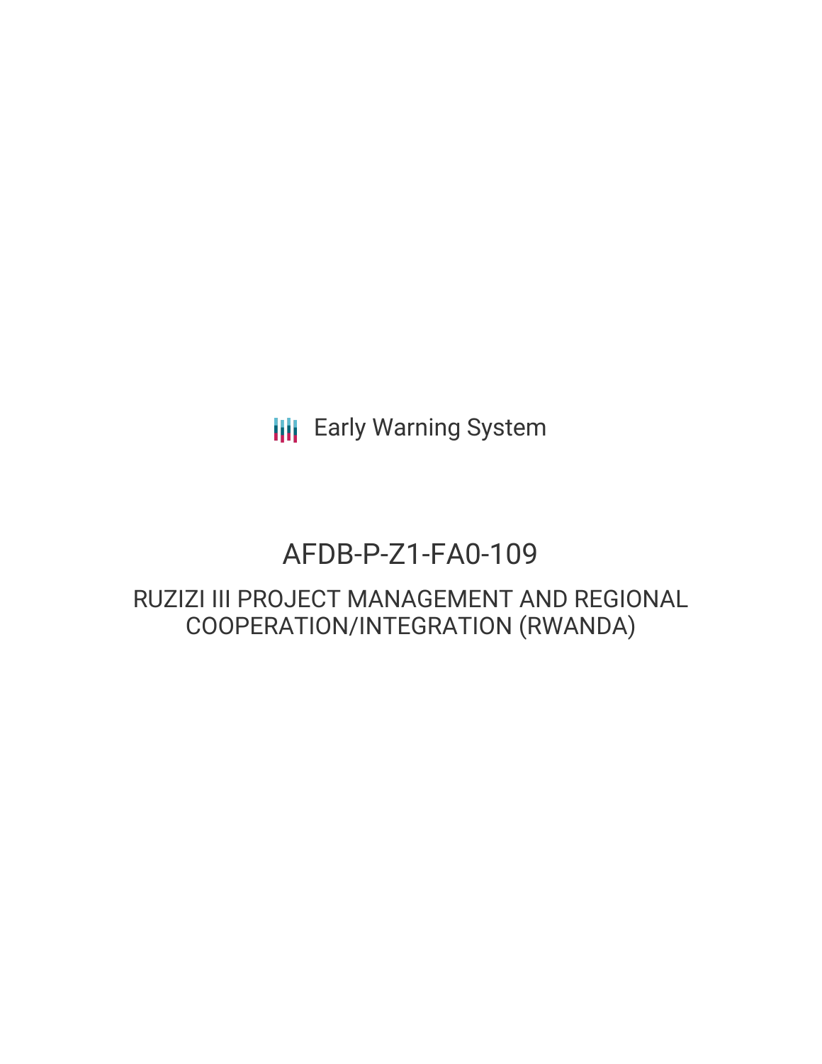Early Warning System

# AFDB-P-Z1-FA0-109

## RUZIZI III PROJECT MANAGEMENT AND REGIONAL COOPERATION/INTEGRATION (RWANDA)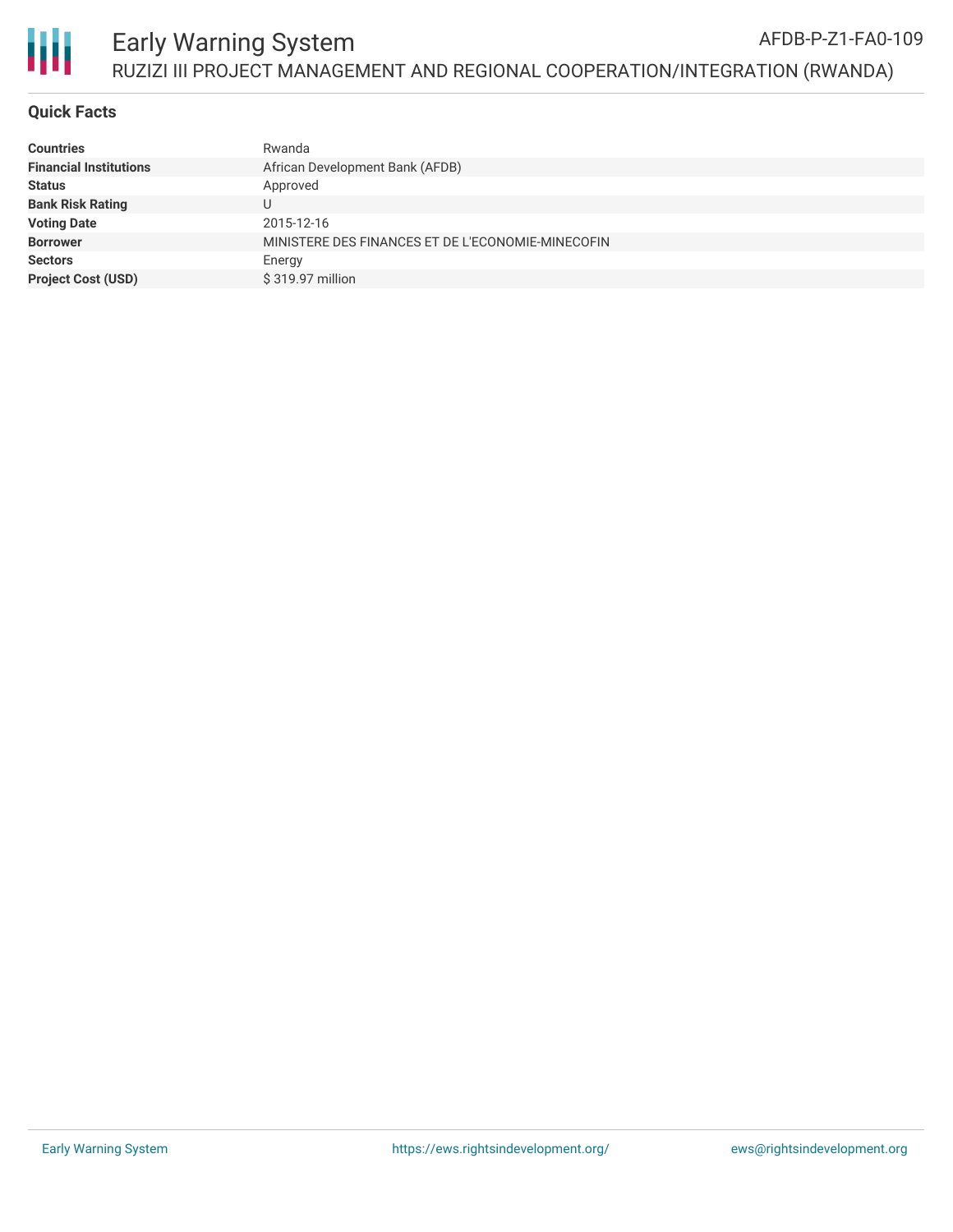# Early Warning System

AFDB-P-Z1-FA0-109

RUZIZI III PROJECT MANAGEMENT AND REGIONAL COOPERATION/INTEGRATION (RWANDA)

## Quick Facts

| | |
|---|---|
| **Countries** | Rwanda |
| **Financial Institutions** | African Development Bank (AFDB) |
| **Status** | Approved |
| **Bank Risk Rating** | U |
| **Voting Date** | 2015-12-16 |
| **Borrower** | MINISTERE DES FINANCES ET DE L'ECONOMIE-MINECOFIN |
| **Sectors** | Energy |
| **Project Cost (USD)** | $ 319.97 million |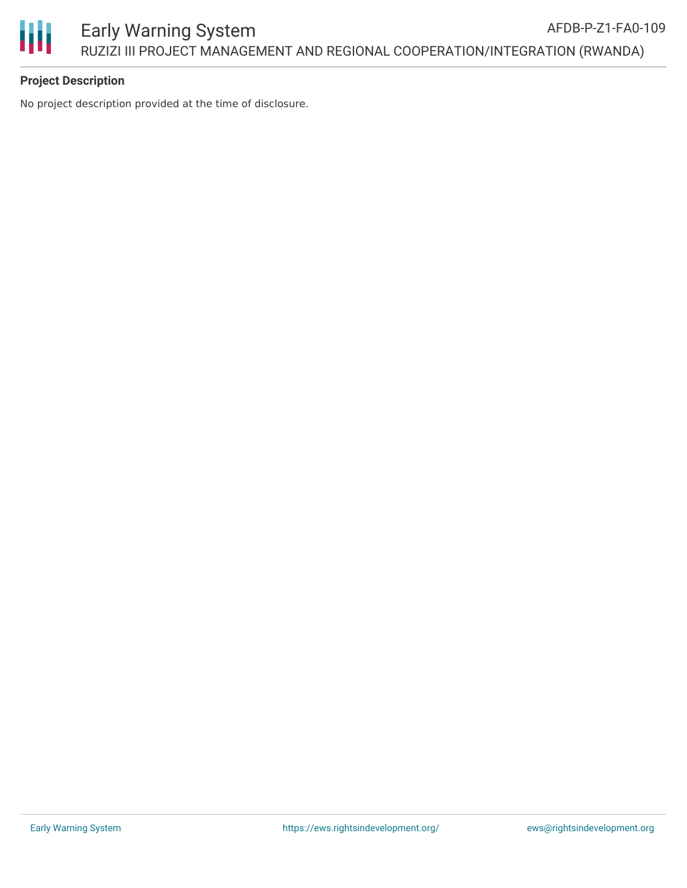**Project Description**

No project description provided at the time of disclosure.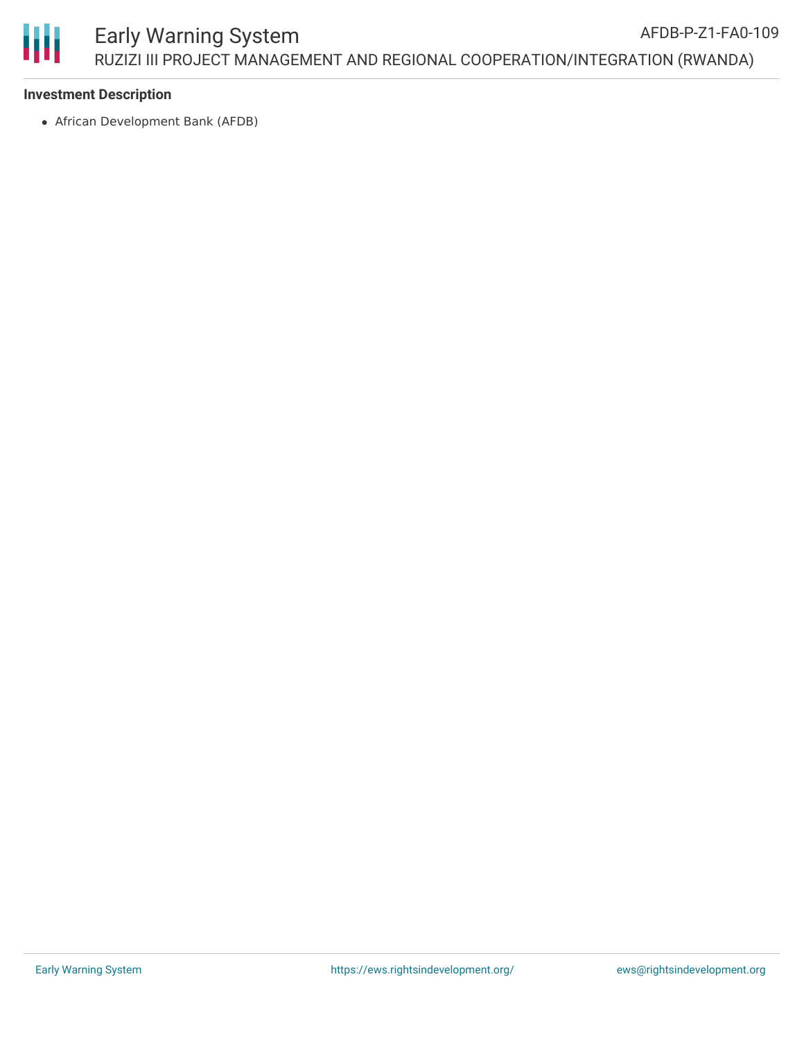### Investment Description

- African Development Bank (AFDB)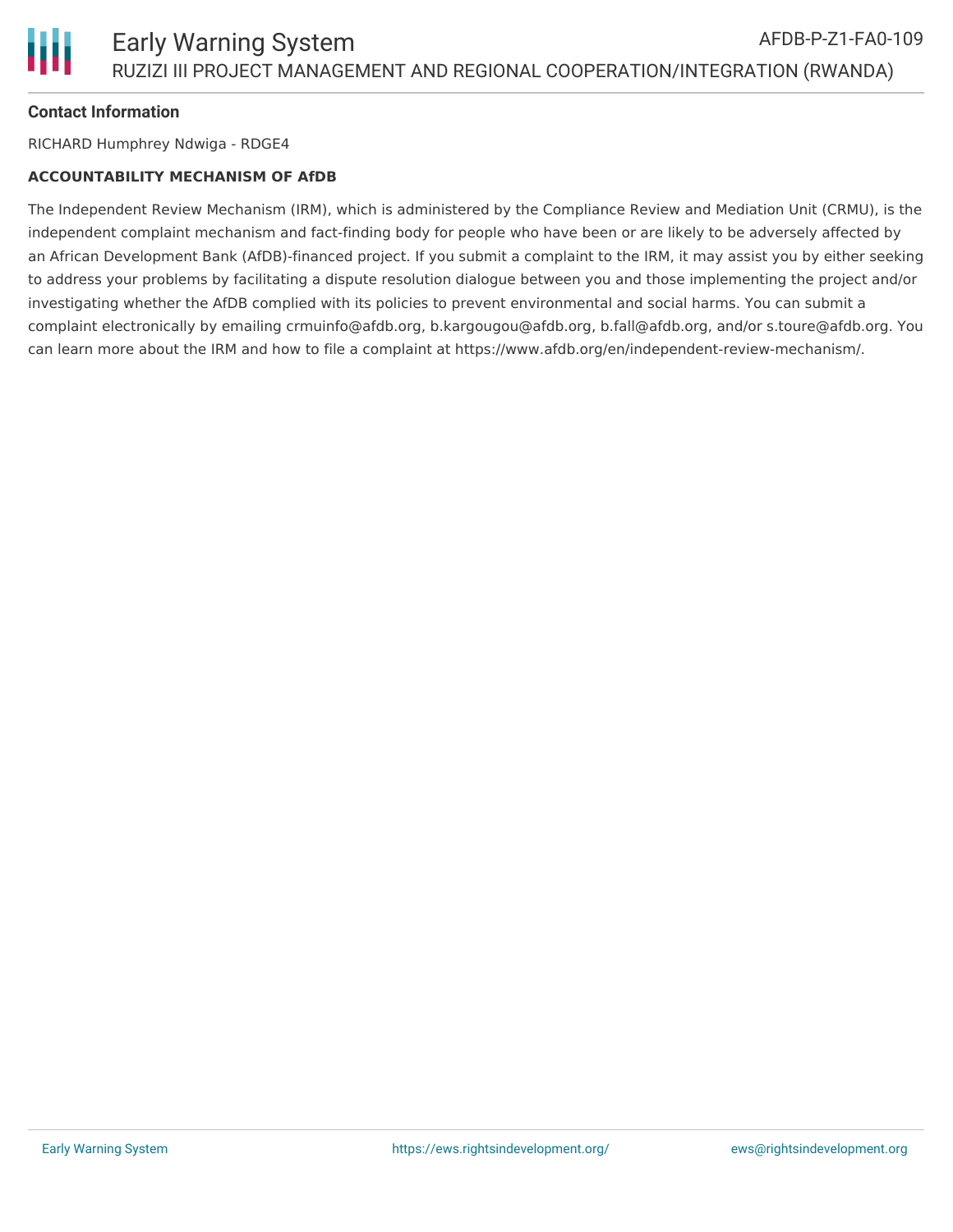**Contact Information**

RICHARD Humphrey Ndwiga - RDGE4

**ACCOUNTABILITY MECHANISM OF AfDB**

The Independent Review Mechanism (IRM), which is administered by the Compliance Review and Mediation Unit (CRMU), is the independent complaint mechanism and fact-finding body for people who have been or are likely to be adversely affected by an African Development Bank (AfDB)-financed project. If you submit a complaint to the IRM, it may assist you by either seeking to address your problems by facilitating a dispute resolution dialogue between you and those implementing the project and/or investigating whether the AfDB complied with its policies to prevent environmental and social harms. You can submit a complaint electronically by emailing crmuinfo@afdb.org, b.kargougou@afdb.org, b.fall@afdb.org, and/or s.toure@afdb.org. You can learn more about the IRM and how to file a complaint at https://www.afdb.org/en/independent-review-mechanism/.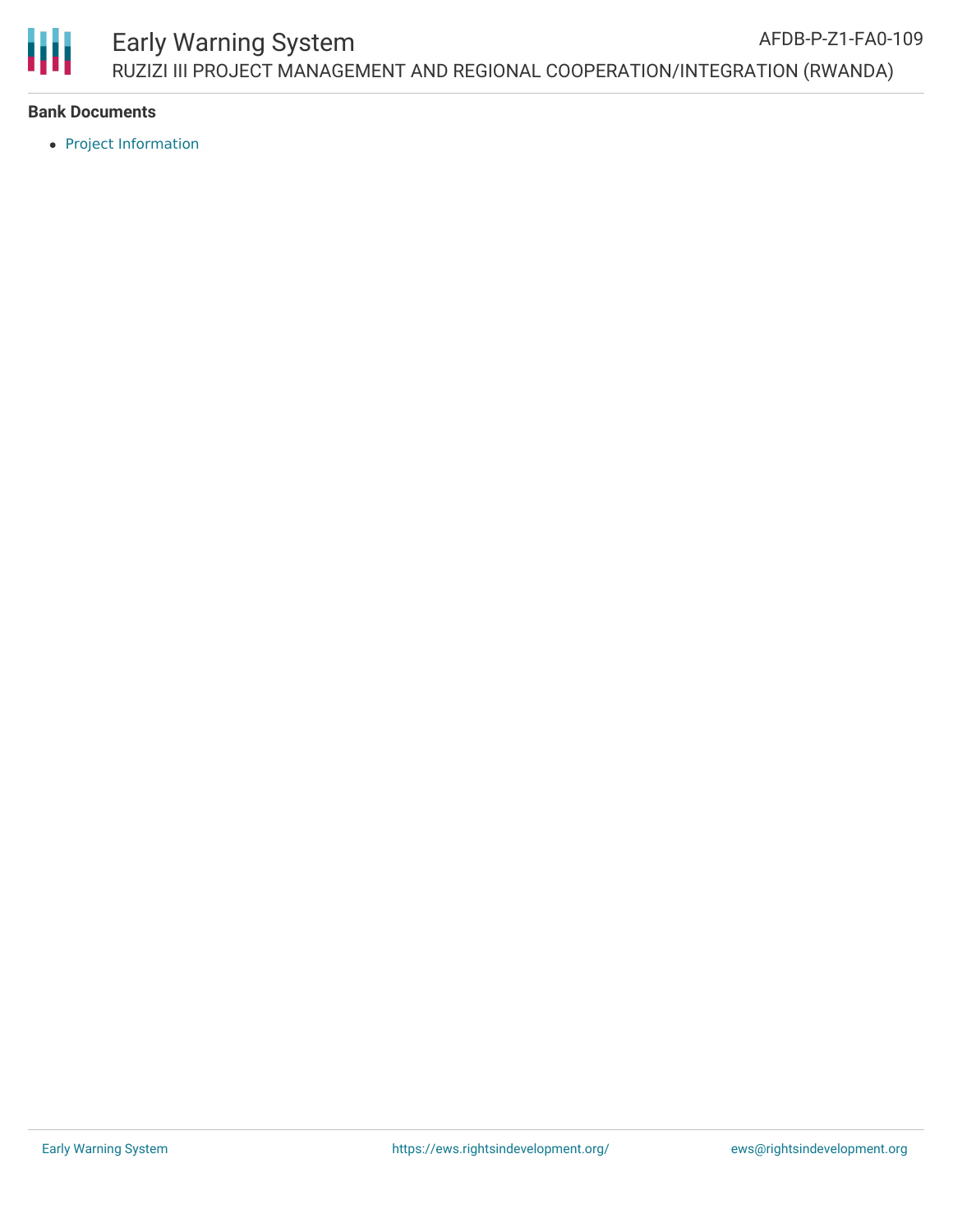**Bank Documents**

- Project Information